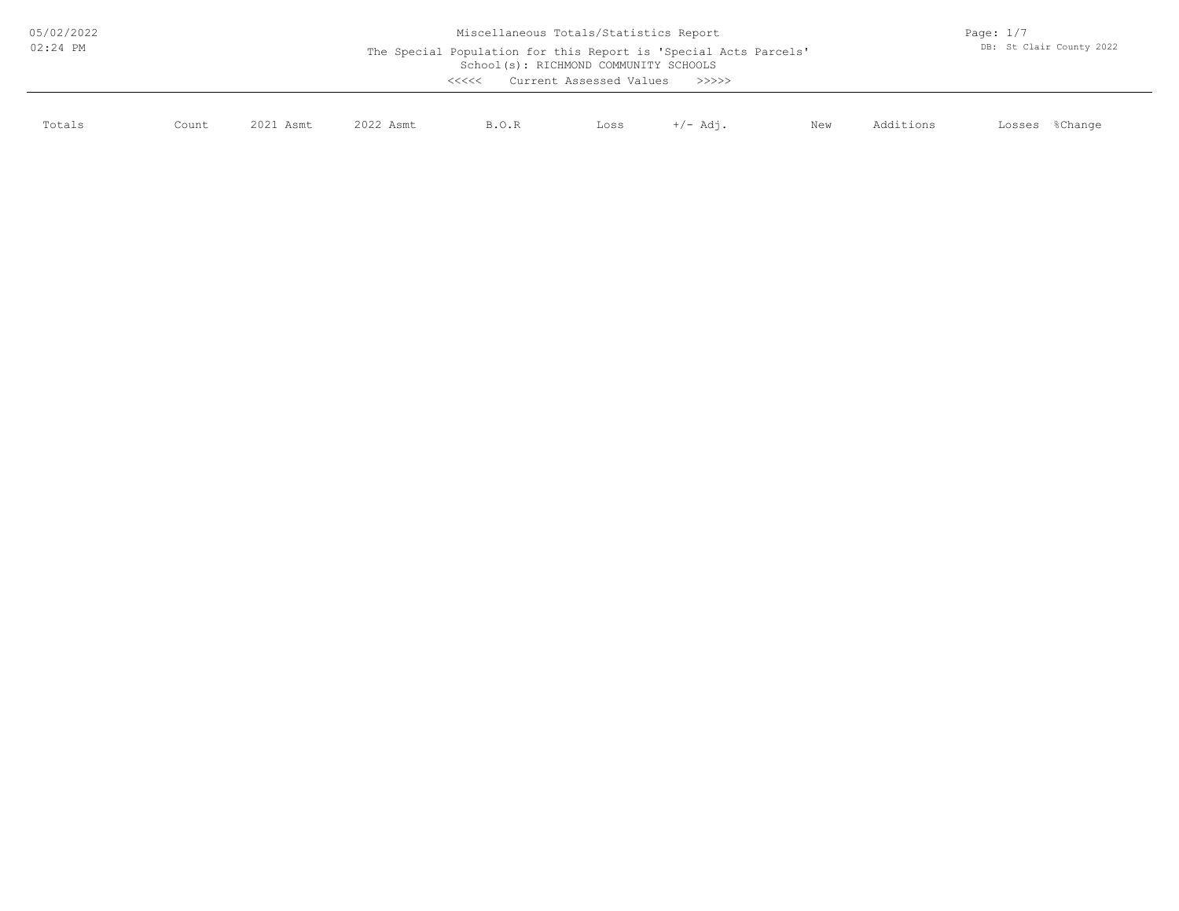# Miscellaneous Totals/Statistics Report

The Special Population for this Report is 'Special Acts Parcels'

School(s): RICHMOND COMMUNITY SCHOOLS

<<<<< Current Assessed Values >>>>>

| Totals | Count | 2021 Asmt | 2022 Asmt | B.O.R | Loss | +/- Adj. | New | Additions | Losses | %Change |
| --- | --- | --- | --- | --- | --- | --- | --- | --- | --- | --- |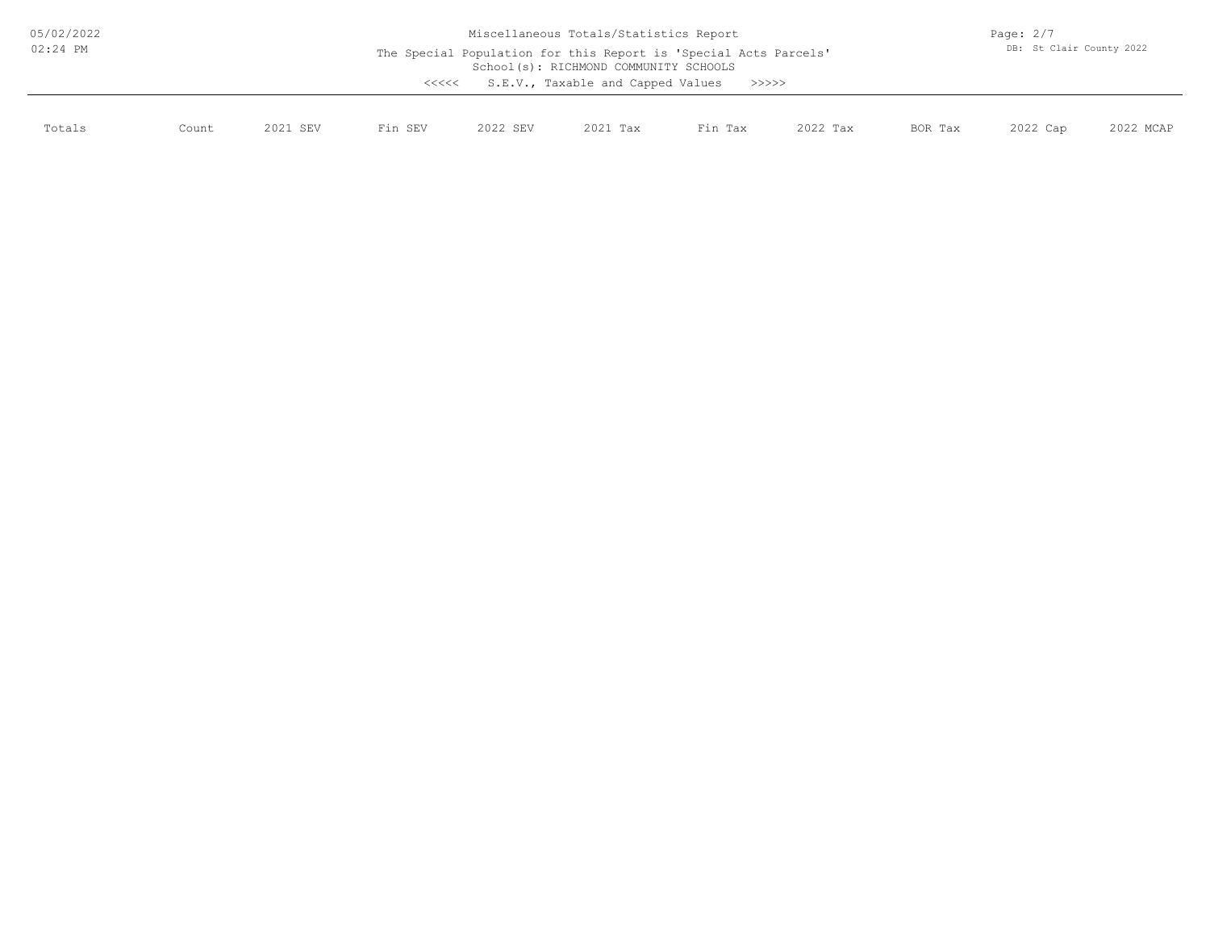Miscellaneous Totals/Statistics Report

The Special Population for this Report is 'Special Acts Parcels'

School(s): RICHMOND COMMUNITY SCHOOLS

<<<<< S.E.V., Taxable and Capped Values >>>>>

| Totals | Count | 2021 SEV | Fin SEV | 2022 SEV | 2021 Tax | Fin Tax | 2022 Tax | BOR Tax | 2022 Cap | 2022 MCAP |
|---|---|---|---|---|---|---|---|---|---|---|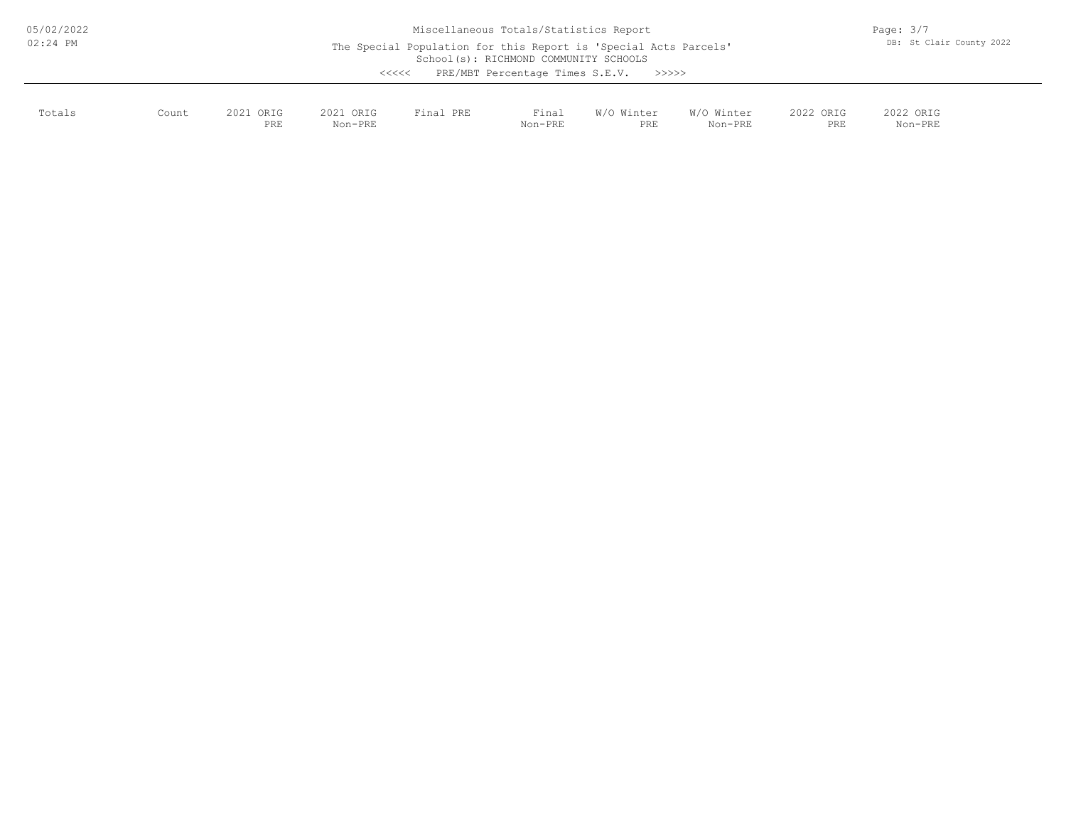Miscellaneous Totals/Statistics Report

The Special Population for this Report is 'Special Acts Parcels'

School(s): RICHMOND COMMUNITY SCHOOLS

<<<<< PRE/MBT Percentage Times S.E.V. >>>>>

| Totals | Count | 2021 ORIG PRE | 2021 ORIG Non-PRE | Final PRE | Final Non-PRE | W/O Winter PRE | W/O Winter Non-PRE | 2022 ORIG PRE | 2022 ORIG Non-PRE |
|---|---|---|---|---|---|---|---|---|---|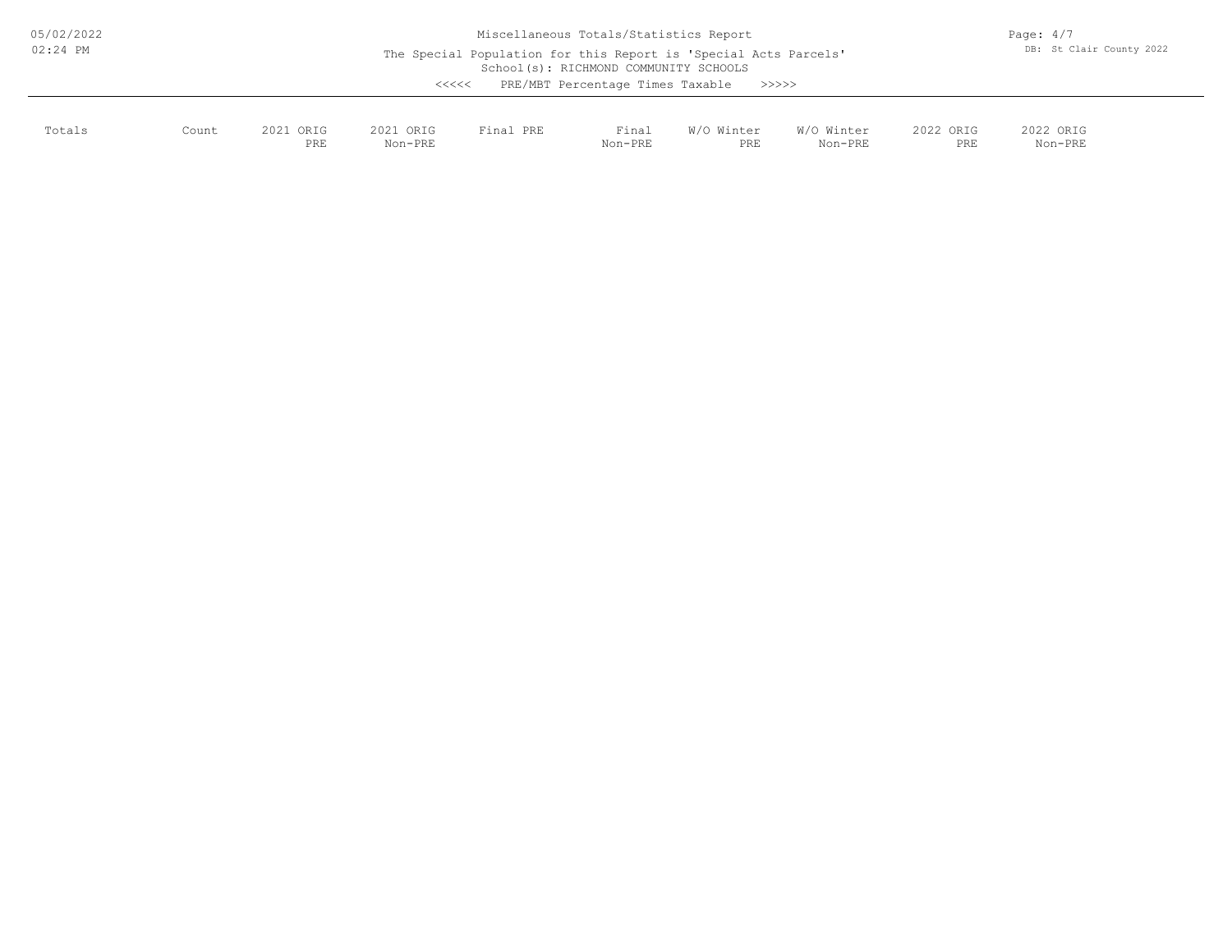Miscellaneous Totals/Statistics Report

The Special Population for this Report is 'Special Acts Parcels'

School(s): RICHMOND COMMUNITY SCHOOLS

<<<<< PRE/MBT Percentage Times Taxable >>>>>

| Totals | Count | 2021 ORIG PRE | 2021 ORIG Non-PRE | Final PRE | Final Non-PRE | W/O Winter PRE | W/O Winter Non-PRE | 2022 ORIG PRE | 2022 ORIG Non-PRE |
|---|---|---|---|---|---|---|---|---|---|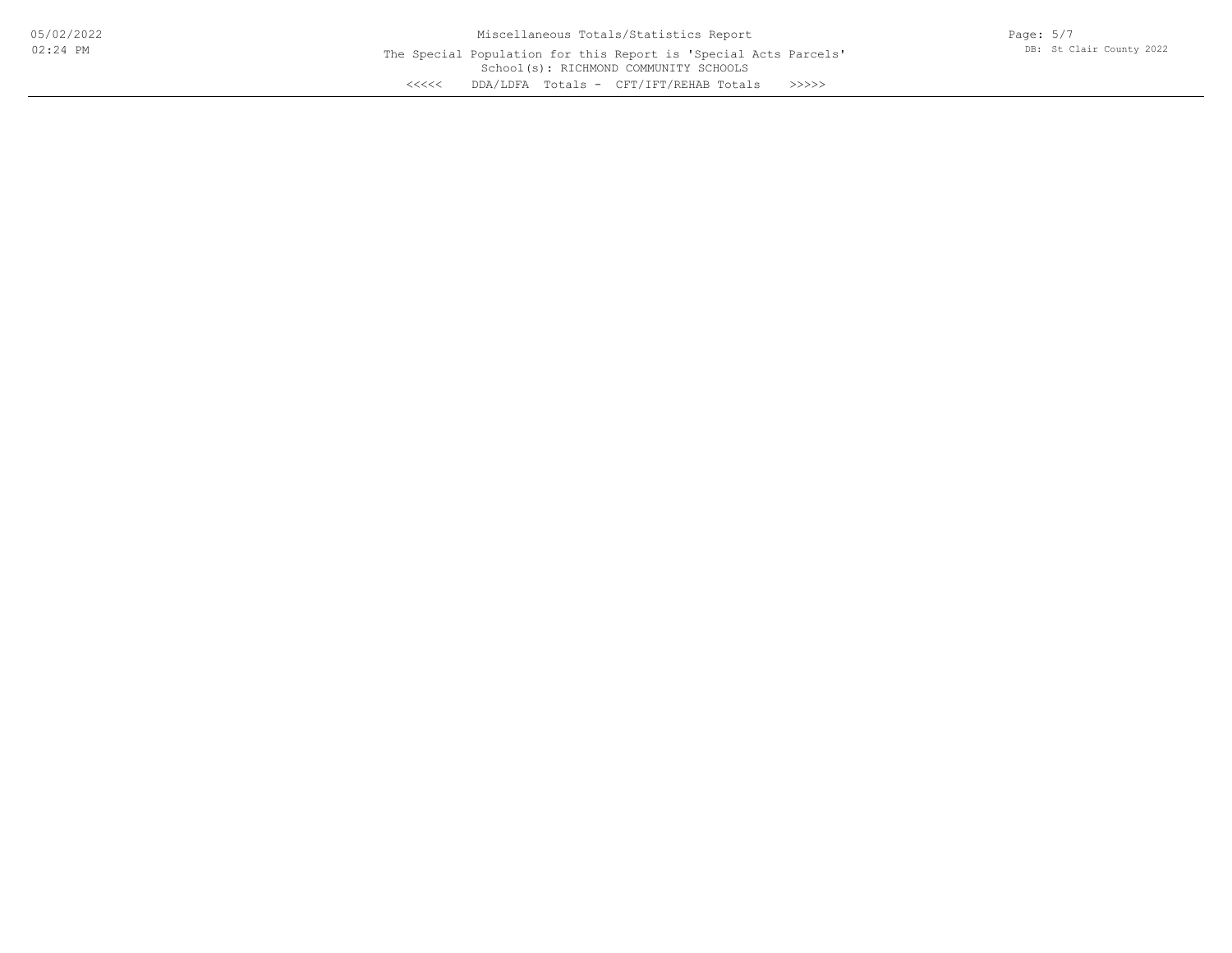Miscellaneous Totals/Statistics Report

The Special Population for this Report is 'Special Acts Parcels'

School(s): RICHMOND COMMUNITY SCHOOLS

<<<<< DDA/LDFA Totals - CFT/IFT/REHAB Totals >>>>>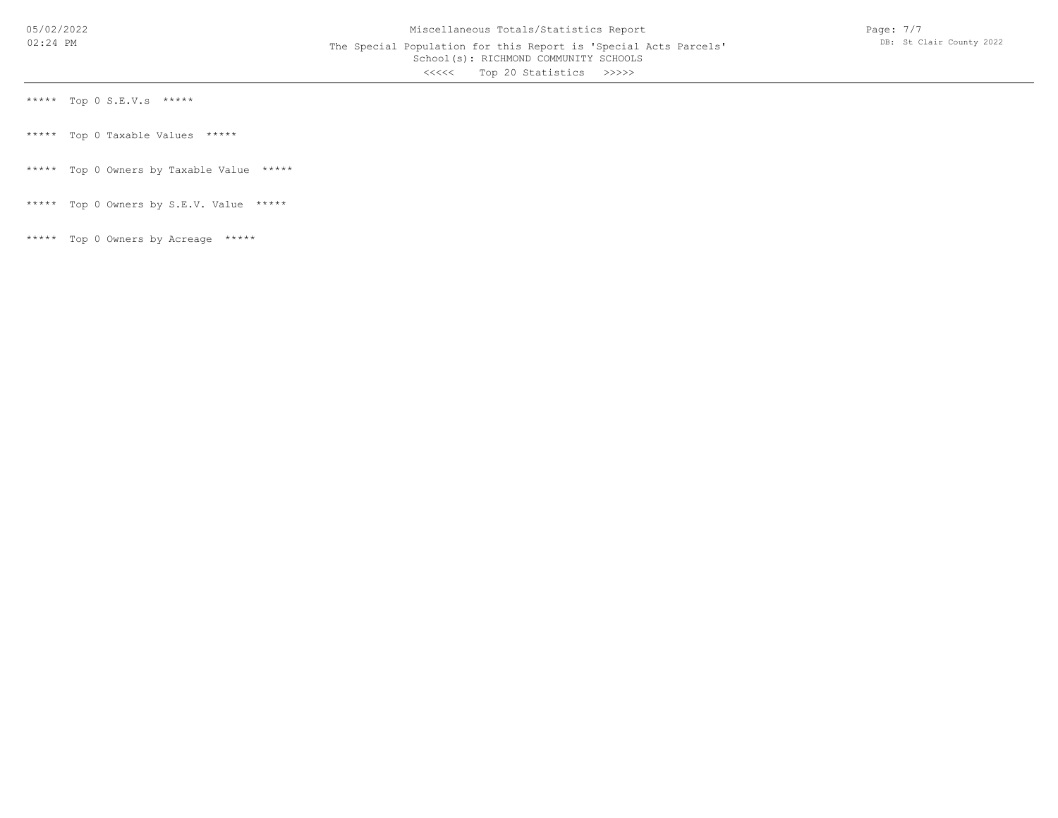Miscellaneous Totals/Statistics Report

The Special Population for this Report is 'Special Acts Parcels'

School(s): RICHMOND COMMUNITY SCHOOLS

<<<<<    Top 20 Statistics    >>>>>

*****  Top 0 S.E.V.s  *****

*****  Top 0 Taxable Values  *****

*****  Top 0 Owners by Taxable Value  *****

*****  Top 0 Owners by S.E.V. Value  *****

*****  Top 0 Owners by Acreage  *****